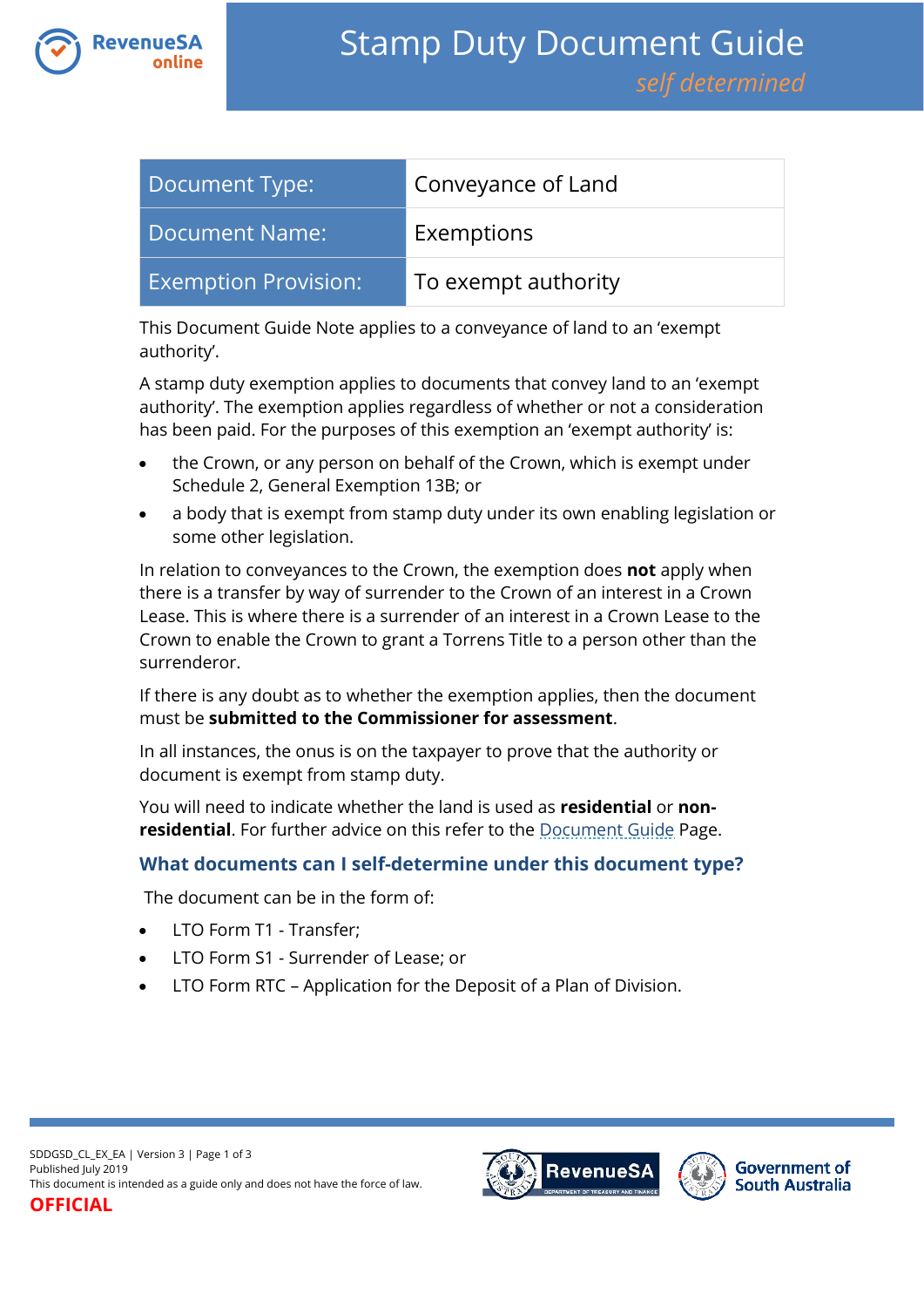# Stamp Duty Document Guide

*self determined*

| Document Type: | Conveyance of Land |
|---|---|
| Document Name: | Exemptions |
| Exemption Provision: | To exempt authority |

This Document Guide Note applies to a conveyance of land to an 'exempt authority'.

A stamp duty exemption applies to documents that convey land to an 'exempt authority'. The exemption applies regardless of whether or not a consideration has been paid. For the purposes of this exemption an 'exempt authority' is:

- the Crown, or any person on behalf of the Crown, which is exempt under Schedule 2, General Exemption 13B; or
- a body that is exempt from stamp duty under its own enabling legislation or some other legislation.

In relation to conveyances to the Crown, the exemption does **not** apply when there is a transfer by way of surrender to the Crown of an interest in a Crown Lease. This is where there is a surrender of an interest in a Crown Lease to the Crown to enable the Crown to grant a Torrens Title to a person other than the surrenderor.

If there is any doubt as to whether the exemption applies, then the document must be **submitted to the Commissioner for assessment**.

In all instances, the onus is on the taxpayer to prove that the authority or document is exempt from stamp duty.

You will need to indicate whether the land is used as **residential** or **non-residential**. For further advice on this refer to the Document Guide Page.

### What documents can I self-determine under this document type?

The document can be in the form of:

- LTO Form T1 - Transfer;
- LTO Form S1 - Surrender of Lease; or
- LTO Form RTC – Application for the Deposit of a Plan of Division.

SDDGSD_CL_EX_EA | Version 3
Published July 2019
This document is intended as a guide only and does not have the force of law.
**OFFICIAL**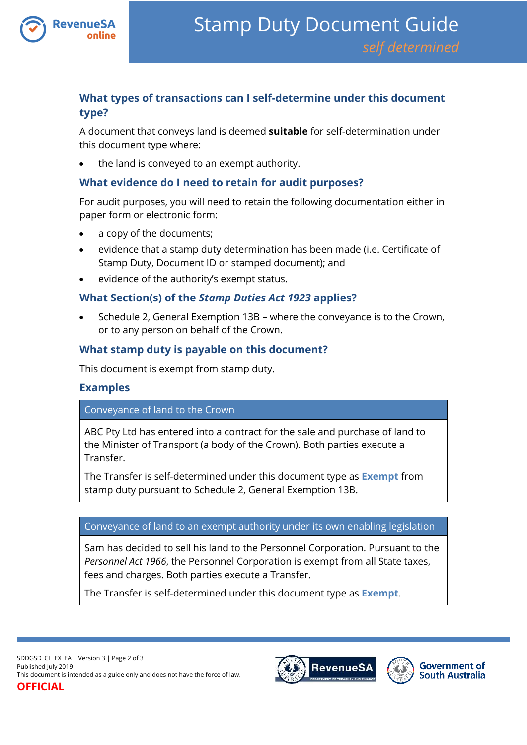## What types of transactions can I self-determine under this document type?

A document that conveys land is deemed **suitable** for self-determination under this document type where:

- the land is conveyed to an exempt authority.

## What evidence do I need to retain for audit purposes?

For audit purposes, you will need to retain the following documentation either in paper form or electronic form:

- a copy of the documents;
- evidence that a stamp duty determination has been made (i.e. Certificate of Stamp Duty, Document ID or stamped document); and
- evidence of the authority's exempt status.

## What Section(s) of the *Stamp Duties Act 1923* applies?

- Schedule 2, General Exemption 13B – where the conveyance is to the Crown, or to any person on behalf of the Crown.

## What stamp duty is payable on this document?

This document is exempt from stamp duty.

## Examples

| Conveyance of land to the Crown |
| --- |
| ABC Pty Ltd has entered into a contract for the sale and purchase of land to the Minister of Transport (a body of the Crown). Both parties execute a Transfer.<br><br>The Transfer is self-determined under this document type as **Exempt** from stamp duty pursuant to Schedule 2, General Exemption 13B. |

| Conveyance of land to an exempt authority under its own enabling legislation |
| --- |
| Sam has decided to sell his land to the Personnel Corporation. Pursuant to the *Personnel Act 1966*, the Personnel Corporation is exempt from all State taxes, fees and charges. Both parties execute a Transfer.<br><br>The Transfer is self-determined under this document type as **Exempt**. |

SDDGSD_CL_EX_EA | Version 3
Published July 2019
This document is intended as a guide only and does not have the force of law.
OFFICIAL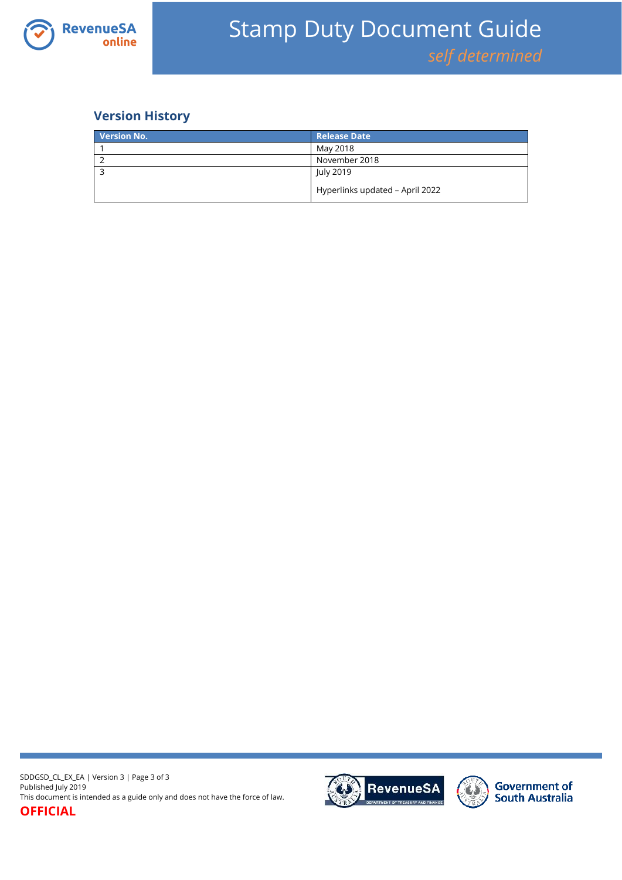## Version History

| Version No. | Release Date |
|---|---|
| 1 | May 2018 |
| 2 | November 2018 |
| 3 | July 2019<br><br>Hyperlinks updated – April 2022 |